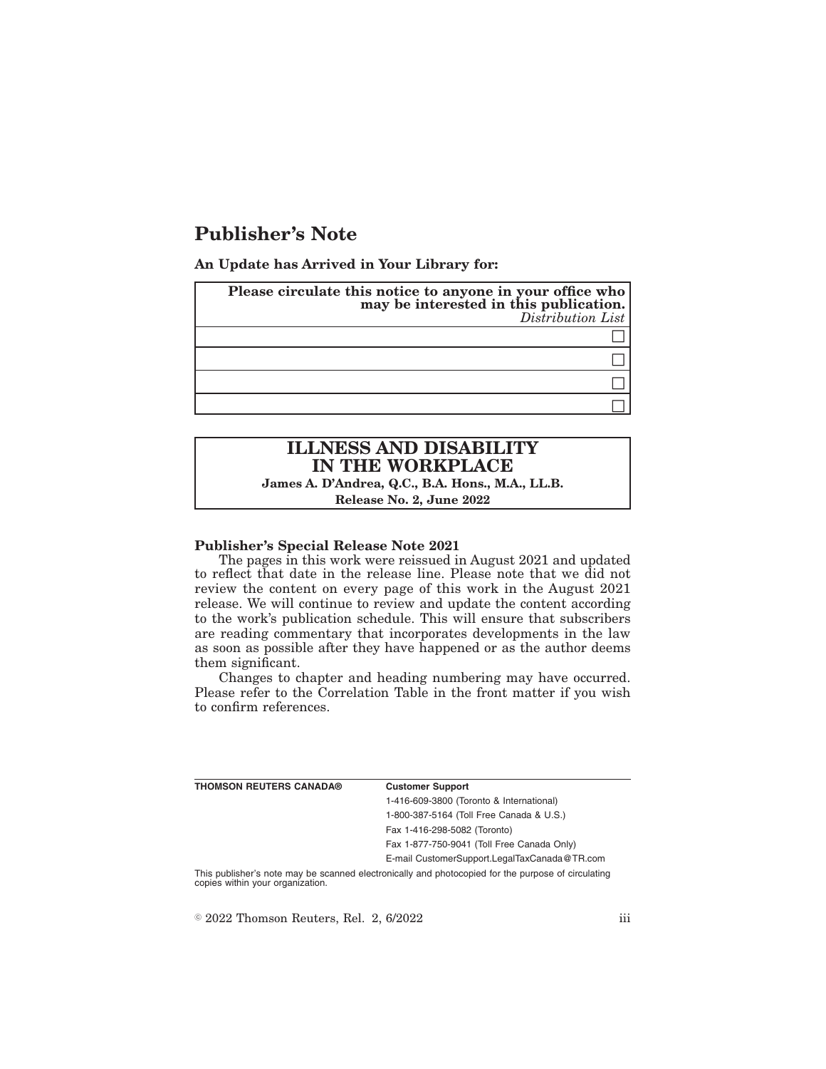# Publisher's Note

**An Update has Arrived in Your Library for:**

| **Please circulate this notice to anyone in your office who may be interested in this publication.** *Distribution List* |
| --- |
| ☐ |
| ☐ |
| ☐ |
| ☐ |

| **ILLNESS AND DISABILITY IN THE WORKPLACE** |
| --- |
| **James A. D'Andrea, Q.C., B.A. Hons., M.A., LL.B.** |
| **Release No. 2, June 2022** |

**Publisher's Special Release Note 2021**

The pages in this work were reissued in August 2021 and updated to reflect that date in the release line. Please note that we did not review the content on every page of this work in the August 2021 release. We will continue to review and update the content according to the work's publication schedule. This will ensure that subscribers are reading commentary that incorporates developments in the law as soon as possible after they have happened or as the author deems them significant.

Changes to chapter and heading numbering may have occurred. Please refer to the Correlation Table in the front matter if you wish to confirm references.

**THOMSON REUTERS CANADA®**

**Customer Support**

1-416-609-3800 (Toronto & International)

1-800-387-5164 (Toll Free Canada & U.S.)

Fax 1-416-298-5082 (Toronto)

Fax 1-877-750-9041 (Toll Free Canada Only)

E-mail CustomerSupport.LegalTaxCanada@TR.com

This publisher's note may be scanned electronically and photocopied for the purpose of circulating copies within your organization.

© 2022 Thomson Reuters, Rel. 2, 6/2022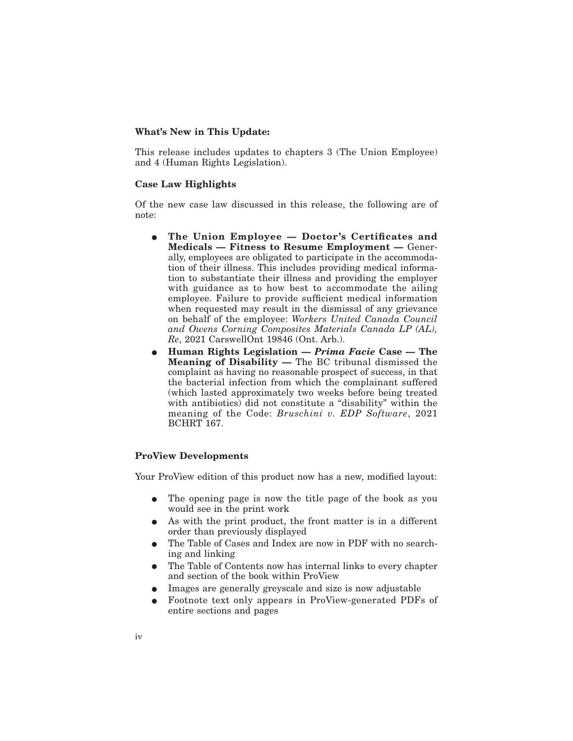**What's New in This Update:**

This release includes updates to chapters 3 (The Union Employee) and 4 (Human Rights Legislation).

**Case Law Highlights**

Of the new case law discussed in this release, the following are of note:

- **The Union Employee — Doctor's Certificates and Medicals — Fitness to Resume Employment —** Generally, employees are obligated to participate in the accommodation of their illness. This includes providing medical information to substantiate their illness and providing the employer with guidance as to how best to accommodate the ailing employee. Failure to provide sufficient medical information when requested may result in the dismissal of any grievance on behalf of the employee: *Workers United Canada Council and Owens Corning Composites Materials Canada LP (AL), Re*, 2021 CarswellOnt 19846 (Ont. Arb.).
- **Human Rights Legislation — *Prima Facie* Case — The Meaning of Disability —** The BC tribunal dismissed the complaint as having no reasonable prospect of success, in that the bacterial infection from which the complainant suffered (which lasted approximately two weeks before being treated with antibiotics) did not constitute a "disability" within the meaning of the Code: *Bruschini v. EDP Software*, 2021 BCHRT 167.

**ProView Developments**

Your ProView edition of this product now has a new, modified layout:

- The opening page is now the title page of the book as you would see in the print work
- As with the print product, the front matter is in a different order than previously displayed
- The Table of Cases and Index are now in PDF with no searching and linking
- The Table of Contents now has internal links to every chapter and section of the book within ProView
- Images are generally greyscale and size is now adjustable
- Footnote text only appears in ProView-generated PDFs of entire sections and pages